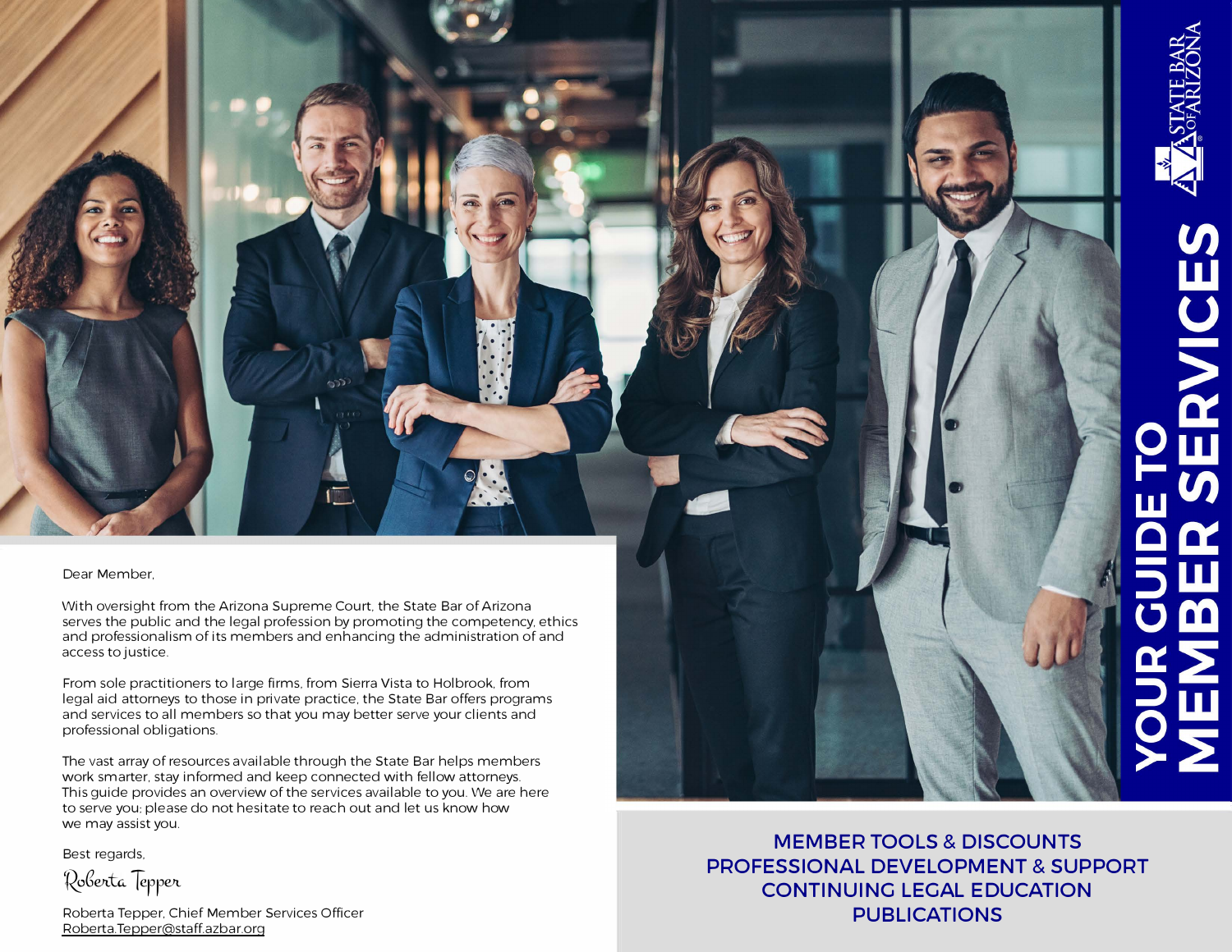# YOUR GUIDE TO MEMBER SERVICES

STATE BAR OF ARIZONA

Dear Member,

With oversight from the Arizona Supreme Court, the State Bar of Arizona serves the public and the legal profession by promoting the competency, ethics and professionalism of its members and enhancing the administration of and access to justice.

From sole practitioners to large firms, from Sierra Vista to Holbrook, from legal aid attorneys to those in private practice, the State Bar offers programs and services to all members so that you may better serve your clients and professional obligations.

The vast array of resources available through the State Bar helps members work smarter, stay informed and keep connected with fellow attorneys. This guide provides an overview of the services available to you. We are here to serve you; please do not hesitate to reach out and let us know how we may assist you.

Best regards,

*Roberta Tepper*

Roberta Tepper, Chief Member Services Officer
Roberta.Tepper@staff.azbar.org

MEMBER TOOLS & DISCOUNTS
PROFESSIONAL DEVELOPMENT & SUPPORT
CONTINUING LEGAL EDUCATION
PUBLICATIONS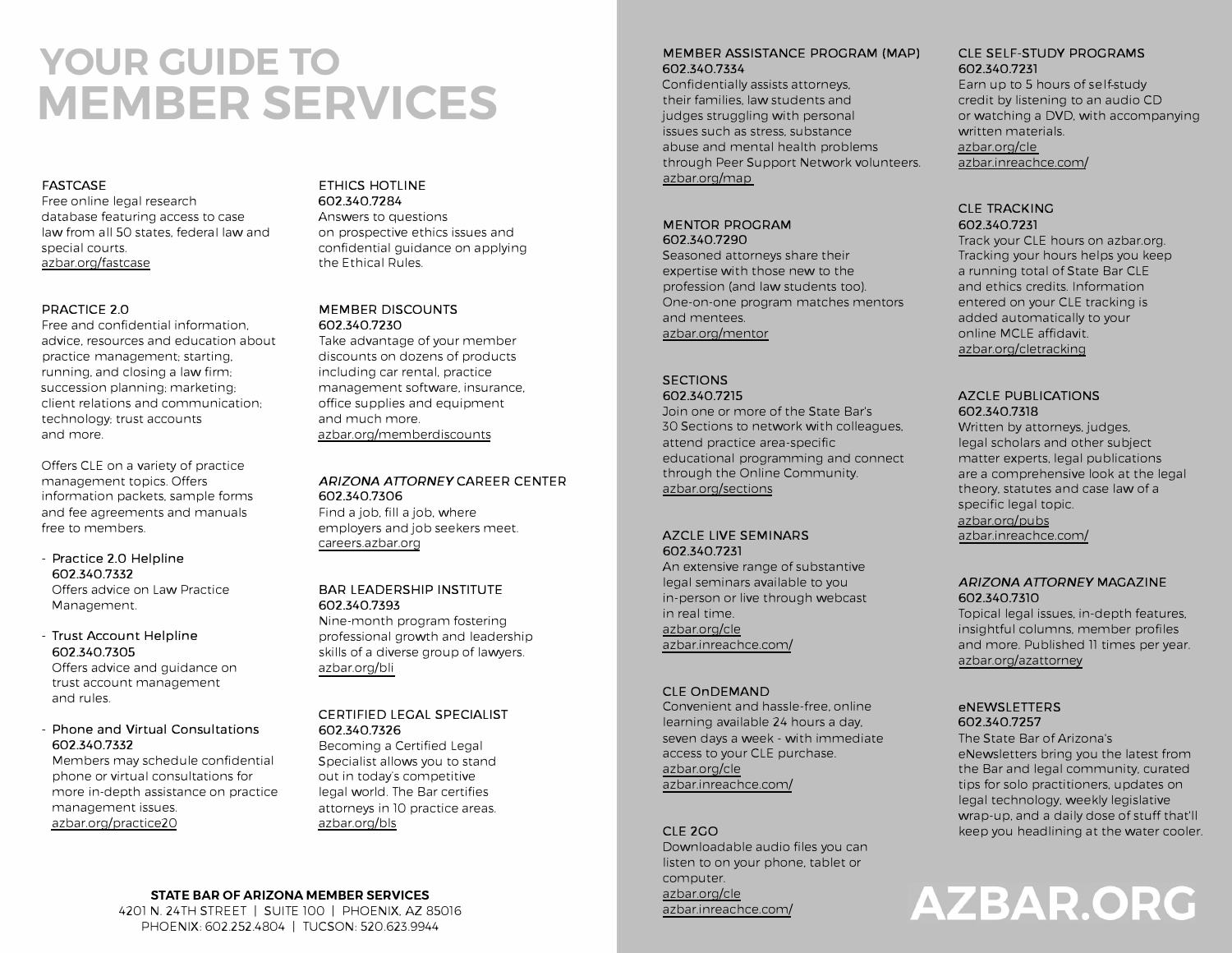# YOUR GUIDE TO MEMBER SERVICES

### FASTCASE

Free online legal research database featuring access to case law from all 50 states, federal law and special courts.
azbar.org/fastcase

### PRACTICE 2.0

Free and confidential information, advice, resources and education about practice management; starting, running, and closing a law firm; succession planning; marketing; client relations and communication; technology; trust accounts and more.

Offers CLE on a variety of practice management topics. Offers information packets, sample forms and fee agreements and manuals free to members.

- Practice 2.0 Helpline
  602.340.7332
  Offers advice on Law Practice Management.
- Trust Account Helpline
  602.340.7305
  Offers advice and guidance on trust account management and rules.
- Phone and Virtual Consultations
  602.340.7332
  Members may schedule confidential phone or virtual consultations for more in-depth assistance on practice management issues.
  azbar.org/practice20

### ETHICS HOTLINE

602.340.7284
Answers to questions on prospective ethics issues and confidential guidance on applying the Ethical Rules.

### MEMBER DISCOUNTS

602.340.7230
Take advantage of your member discounts on dozens of products including car rental, practice management software, insurance, office supplies and equipment and much more.
azbar.org/memberdiscounts

### *ARIZONA ATTORNEY* CAREER CENTER

602.340.7306
Find a job, fill a job, where employers and job seekers meet.
careers.azbar.org

### BAR LEADERSHIP INSTITUTE

602.340.7393
Nine-month program fostering professional growth and leadership skills of a diverse group of lawyers.
azbar.org/bli

### CERTIFIED LEGAL SPECIALIST

602.340.7326
Becoming a Certified Legal Specialist allows you to stand out in today's competitive legal world. The Bar certifies attorneys in 10 practice areas.
azbar.org/bls

**STATE BAR OF ARIZONA MEMBER SERVICES**
4201 N. 24TH STREET | SUITE 100 | PHOENIX, AZ 85016
PHOENIX: 602.252.4804 | TUCSON: 520.623.9944

### MEMBER ASSISTANCE PROGRAM (MAP)

602.340.7334
Confidentially assists attorneys, their families, law students and judges struggling with personal issues such as stress, substance abuse and mental health problems through Peer Support Network volunteers.
azbar.org/map

### MENTOR PROGRAM

602.340.7290
Seasoned attorneys share their expertise with those new to the profession (and law students too). One-on-one program matches mentors and mentees.
azbar.org/mentor

### SECTIONS

602.340.7215
Join one or more of the State Bar's 30 Sections to network with colleagues, attend practice area-specific educational programming and connect through the Online Community.
azbar.org/sections

### AZCLE LIVE SEMINARS

602.340.7231
An extensive range of substantive legal seminars available to you in-person or live through webcast in real time.
azbar.org/cle
azbar.inreachce.com/

### CLE OnDEMAND

Convenient and hassle-free, online learning available 24 hours a day, seven days a week - with immediate access to your CLE purchase.
azbar.org/cle
azbar.inreachce.com/

### CLE 2GO

Downloadable audio files you can listen to on your phone, tablet or computer.
azbar.org/cle
azbar.inreachce.com/

### CLE SELF-STUDY PROGRAMS

602.340.7231
Earn up to 5 hours of self-study credit by listening to an audio CD or watching a DVD, with accompanying written materials.
azbar.org/cle
azbar.inreachce.com/

### CLE TRACKING

602.340.7231
Track your CLE hours on azbar.org. Tracking your hours helps you keep a running total of State Bar CLE and ethics credits. Information entered on your CLE tracking is added automatically to your online MCLE affidavit.
azbar.org/cletracking

### AZCLE PUBLICATIONS

602.340.7318
Written by attorneys, judges, legal scholars and other subject matter experts, legal publications are a comprehensive look at the legal theory, statutes and case law of a specific legal topic.
azbar.org/pubs
azbar.inreachce.com/

### *ARIZONA ATTORNEY* MAGAZINE

602.340.7310
Topical legal issues, in-depth features, insightful columns, member profiles and more. Published 11 times per year.
azbar.org/azattorney

### eNEWSLETTERS

602.340.7257
The State Bar of Arizona's eNewsletters bring you the latest from the Bar and legal community, curated tips for solo practitioners, updates on legal technology, weekly legislative wrap-up, and a daily dose of stuff that'll keep you headlining at the water cooler.

**AZBAR.ORG**